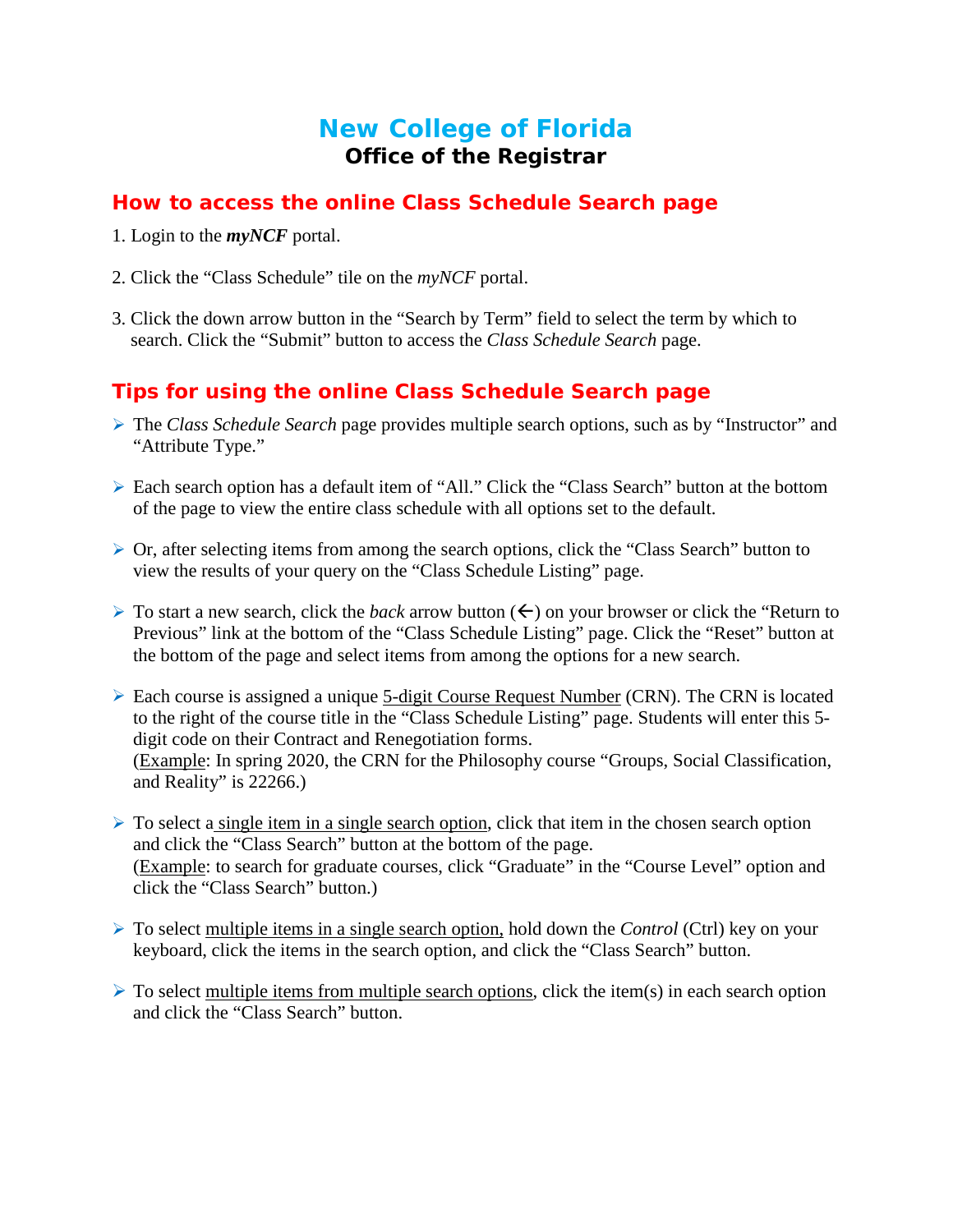# New College of Florida

## Office of the Registrar

## How to access the online Class Schedule Search page

1. Login to the ***myNCF*** portal.

2. Click the "Class Schedule" tile on the *myNCF* portal.

3. Click the down arrow button in the "Search by Term" field to select the term by which to search. Click the "Submit" button to access the *Class Schedule Search* page.

## Tips for using the online Class Schedule Search page

- The *Class Schedule Search* page provides multiple search options, such as by "Instructor" and "Attribute Type."

- Each search option has a default item of "All." Click the "Class Search" button at the bottom of the page to view the entire class schedule with all options set to the default.

- Or, after selecting items from among the search options, click the "Class Search" button to view the results of your query on the "Class Schedule Listing" page.

- To start a new search, click the *back* arrow button (←) on your browser or click the "Return to Previous" link at the bottom of the "Class Schedule Listing" page. Click the "Reset" button at the bottom of the page and select items from among the options for a new search.

- Each course is assigned a unique 5-digit Course Request Number (CRN). The CRN is located to the right of the course title in the "Class Schedule Listing" page. Students will enter this 5-digit code on their Contract and Renegotiation forms.
(Example: In spring 2020, the CRN for the Philosophy course "Groups, Social Classification, and Reality" is 22266.)

- To select a single item in a single search option, click that item in the chosen search option and click the "Class Search" button at the bottom of the page.
(Example: to search for graduate courses, click "Graduate" in the "Course Level" option and click the "Class Search" button.)

- To select multiple items in a single search option, hold down the *Control* (Ctrl) key on your keyboard, click the items in the search option, and click the "Class Search" button.

- To select multiple items from multiple search options, click the item(s) in each search option and click the "Class Search" button.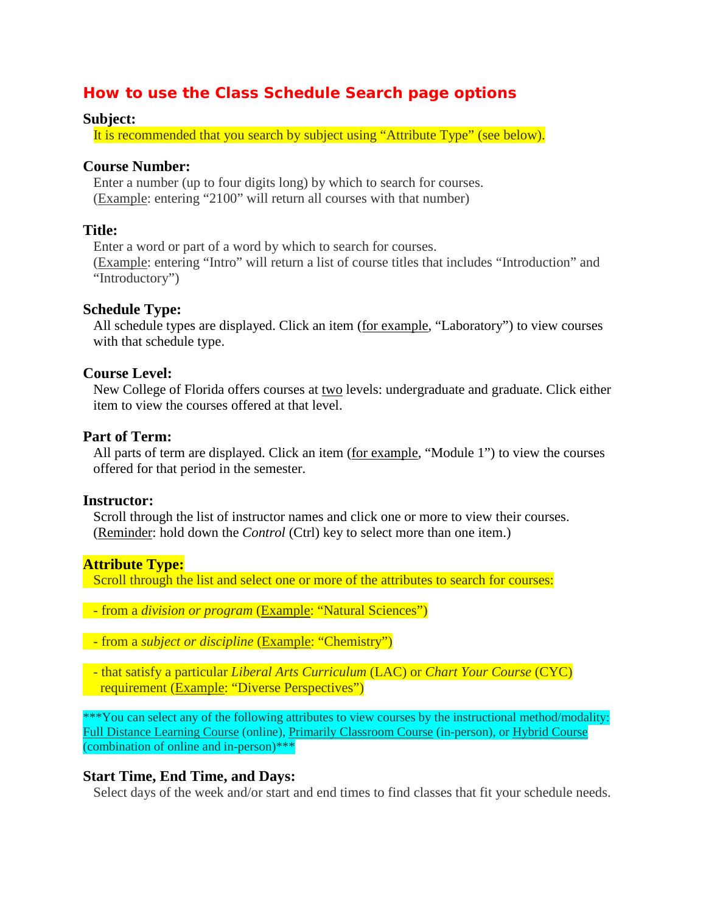# How to use the Class Schedule Search page options

**Subject:**

It is recommended that you search by subject using "Attribute Type" (see below).

**Course Number:**

Enter a number (up to four digits long) by which to search for courses.
(Example: entering "2100" will return all courses with that number)

**Title:**

Enter a word or part of a word by which to search for courses.
(Example: entering "Intro" will return a list of course titles that includes "Introduction" and "Introductory")

**Schedule Type:**

All schedule types are displayed. Click an item (for example, "Laboratory") to view courses with that schedule type.

**Course Level:**

New College of Florida offers courses at two levels: undergraduate and graduate. Click either item to view the courses offered at that level.

**Part of Term:**

All parts of term are displayed. Click an item (for example, "Module 1") to view the courses offered for that period in the semester.

**Instructor:**

Scroll through the list of instructor names and click one or more to view their courses.
(Reminder: hold down the *Control* (Ctrl) key to select more than one item.)

**Attribute Type:**

Scroll through the list and select one or more of the attributes to search for courses:

- from a *division or program* (Example: "Natural Sciences")

- from a *subject or discipline* (Example: "Chemistry")

- that satisfy a particular *Liberal Arts Curriculum* (LAC) or *Chart Your Course* (CYC) requirement (Example: "Diverse Perspectives")

***You can select any of the following attributes to view courses by the instructional method/modality: Full Distance Learning Course (online), Primarily Classroom Course (in-person), or Hybrid Course (combination of online and in-person)***

**Start Time, End Time, and Days:**

Select days of the week and/or start and end times to find classes that fit your schedule needs.